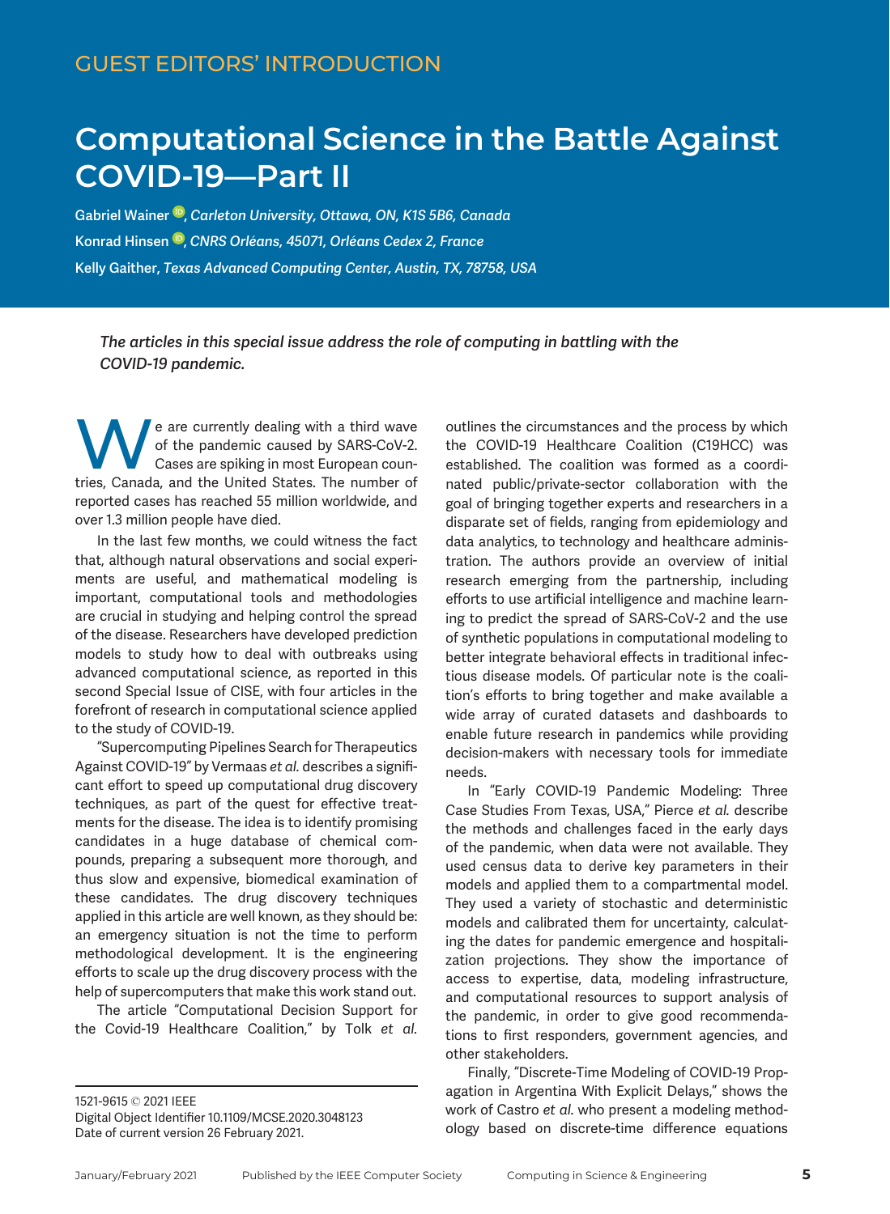GUEST EDITORS' INTRODUCTION

# Computational Science in the Battle Against COVID-19—Part II

Gabriel Wainer, *Carleton University, Ottawa, ON, K1S 5B6, Canada*

Konrad Hinsen, *CNRS Orléans, 45071, Orléans Cedex 2, France*

Kelly Gaither, *Texas Advanced Computing Center, Austin, TX, 78758, USA*

*The articles in this special issue address the role of computing in battling with the COVID-19 pandemic.*

We are currently dealing with a third wave of the pandemic caused by SARS-CoV-2. Cases are spiking in most European countries, Canada, and the United States. The number of reported cases has reached 55 million worldwide, and over 1.3 million people have died.

In the last few months, we could witness the fact that, although natural observations and social experiments are useful, and mathematical modeling is important, computational tools and methodologies are crucial in studying and helping control the spread of the disease. Researchers have developed prediction models to study how to deal with outbreaks using advanced computational science, as reported in this second Special Issue of CISE, with four articles in the forefront of research in computational science applied to the study of COVID-19.

"Supercomputing Pipelines Search for Therapeutics Against COVID-19" by Vermaas *et al.* describes a significant effort to speed up computational drug discovery techniques, as part of the quest for effective treatments for the disease. The idea is to identify promising candidates in a huge database of chemical compounds, preparing a subsequent more thorough, and thus slow and expensive, biomedical examination of these candidates. The drug discovery techniques applied in this article are well known, as they should be: an emergency situation is not the time to perform methodological development. It is the engineering efforts to scale up the drug discovery process with the help of supercomputers that make this work stand out.

The article "Computational Decision Support for the Covid-19 Healthcare Coalition," by Tolk *et al.* outlines the circumstances and the process by which the COVID-19 Healthcare Coalition (C19HCC) was established. The coalition was formed as a coordinated public/private-sector collaboration with the goal of bringing together experts and researchers in a disparate set of fields, ranging from epidemiology and data analytics, to technology and healthcare administration. The authors provide an overview of initial research emerging from the partnership, including efforts to use artificial intelligence and machine learning to predict the spread of SARS-CoV-2 and the use of synthetic populations in computational modeling to better integrate behavioral effects in traditional infectious disease models. Of particular note is the coalition's efforts to bring together and make available a wide array of curated datasets and dashboards to enable future research in pandemics while providing decision-makers with necessary tools for immediate needs.

In "Early COVID-19 Pandemic Modeling: Three Case Studies From Texas, USA," Pierce *et al.* describe the methods and challenges faced in the early days of the pandemic, when data were not available. They used census data to derive key parameters in their models and applied them to a compartmental model. They used a variety of stochastic and deterministic models and calibrated them for uncertainty, calculating the dates for pandemic emergence and hospitalization projections. They show the importance of access to expertise, data, modeling infrastructure, and computational resources to support analysis of the pandemic, in order to give good recommendations to first responders, government agencies, and other stakeholders.

Finally, "Discrete-Time Modeling of COVID-19 Propagation in Argentina With Explicit Delays," shows the work of Castro *et al.* who present a modeling methodology based on discrete-time difference equations

1521-9615 © 2021 IEEE
Digital Object Identifier 10.1109/MCSE.2020.3048123
Date of current version 26 February 2021.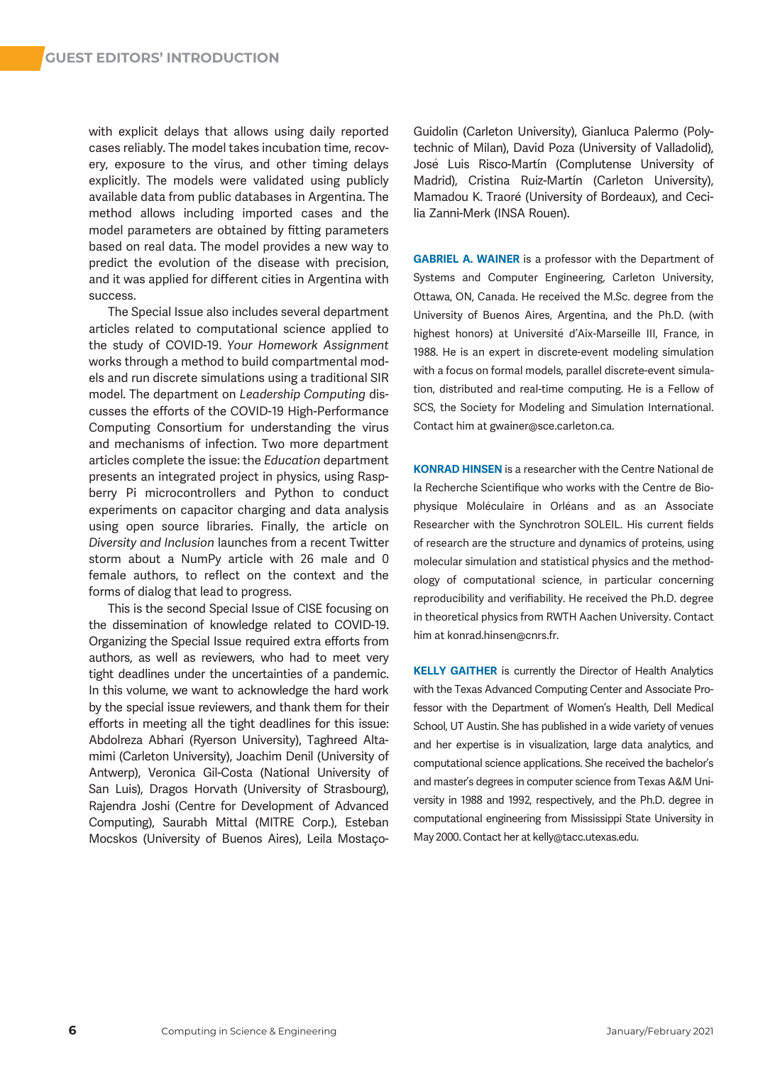with explicit delays that allows using daily reported cases reliably. The model takes incubation time, recovery, exposure to the virus, and other timing delays explicitly. The models were validated using publicly available data from public databases in Argentina. The method allows including imported cases and the model parameters are obtained by fitting parameters based on real data. The model provides a new way to predict the evolution of the disease with precision, and it was applied for different cities in Argentina with success.

The Special Issue also includes several department articles related to computational science applied to the study of COVID-19. *Your Homework Assignment* works through a method to build compartmental models and run discrete simulations using a traditional SIR model. The department on *Leadership Computing* discusses the efforts of the COVID-19 High-Performance Computing Consortium for understanding the virus and mechanisms of infection. Two more department articles complete the issue: the *Education* department presents an integrated project in physics, using Raspberry Pi microcontrollers and Python to conduct experiments on capacitor charging and data analysis using open source libraries. Finally, the article on *Diversity and Inclusion* launches from a recent Twitter storm about a NumPy article with 26 male and 0 female authors, to reflect on the context and the forms of dialog that lead to progress.

This is the second Special Issue of CISE focusing on the dissemination of knowledge related to COVID-19. Organizing the Special Issue required extra efforts from authors, as well as reviewers, who had to meet very tight deadlines under the uncertainties of a pandemic. In this volume, we want to acknowledge the hard work by the special issue reviewers, and thank them for their efforts in meeting all the tight deadlines for this issue: Abdolreza Abhari (Ryerson University), Taghreed Altamimi (Carleton University), Joachim Denil (University of Antwerp), Veronica Gil-Costa (National University of San Luis), Dragos Horvath (University of Strasbourg), Rajendra Joshi (Centre for Development of Advanced Computing), Saurabh Mittal (MITRE Corp.), Esteban Mocskos (University of Buenos Aires), Leila Mostaço-Guidolin (Carleton University), Gianluca Palermo (Polytechnic of Milan), David Poza (University of Valladolid), José Luis Risco-Martín (Complutense University of Madrid), Cristina Ruiz-Martín (Carleton University), Mamadou K. Traoré (University of Bordeaux), and Cecilia Zanni-Merk (INSA Rouen).

**GABRIEL A. WAINER** is a professor with the Department of Systems and Computer Engineering, Carleton University, Ottawa, ON, Canada. He received the M.Sc. degree from the University of Buenos Aires, Argentina, and the Ph.D. (with highest honors) at Université d'Aix-Marseille III, France, in 1988. He is an expert in discrete-event modeling simulation with a focus on formal models, parallel discrete-event simulation, distributed and real-time computing. He is a Fellow of SCS, the Society for Modeling and Simulation International. Contact him at gwainer@sce.carleton.ca.

**KONRAD HINSEN** is a researcher with the Centre National de la Recherche Scientifique who works with the Centre de Biophysique Moléculaire in Orléans and as an Associate Researcher with the Synchrotron SOLEIL. His current fields of research are the structure and dynamics of proteins, using molecular simulation and statistical physics and the methodology of computational science, in particular concerning reproducibility and verifiability. He received the Ph.D. degree in theoretical physics from RWTH Aachen University. Contact him at konrad.hinsen@cnrs.fr.

**KELLY GAITHER** is currently the Director of Health Analytics with the Texas Advanced Computing Center and Associate Professor with the Department of Women's Health, Dell Medical School, UT Austin. She has published in a wide variety of venues and her expertise is in visualization, large data analytics, and computational science applications. She received the bachelor's and master's degrees in computer science from Texas A&M University in 1988 and 1992, respectively, and the Ph.D. degree in computational engineering from Mississippi State University in May 2000. Contact her at kelly@tacc.utexas.edu.